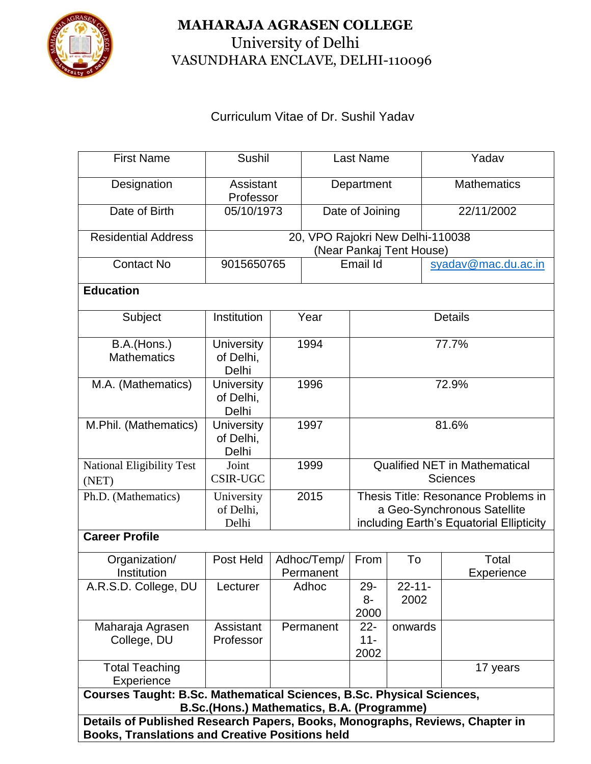# MAHARAJA AGRASEN COLLEGE

University of Delhi

VASUNDHARA ENCLAVE, DELHI-110096

Curriculum Vitae of Dr. Sushil Yadav

| First Name | Sushil | Last Name | Yadav |
|---|---|---|---|
| Designation | Assistant Professor | Department | Mathematics |
| Date of Birth | 05/10/1973 | Date of Joining | 22/11/2002 |
| Residential Address | 20, VPO Rajokri New Delhi-110038 (Near Pankaj Tent House) | | |
| Contact No | 9015650765 | Email Id | syadav@mac.du.ac.in |

**Education**

| Subject | Institution | Year | Details |
|---|---|---|---|
| B.A.(Hons.) Mathematics | University of Delhi, Delhi | 1994 | 77.7% |
| M.A. (Mathematics) | University of Delhi, Delhi | 1996 | 72.9% |
| M.Phil. (Mathematics) | University of Delhi, Delhi | 1997 | 81.6% |
| National Eligibility Test (NET) | Joint CSIR-UGC | 1999 | Qualified NET in Mathematical Sciences |
| Ph.D. (Mathematics) | University of Delhi, Delhi | 2015 | Thesis Title: Resonance Problems in a Geo-Synchronous Satellite including Earth's Equatorial Ellipticity |

**Career Profile**

| Organization/ Institution | Post Held | Adhoc/Temp/ Permanent | From | To | Total Experience |
|---|---|---|---|---|---|
| A.R.S.D. College, DU | Lecturer | Adhoc | 29-8-2000 | 22-11-2002 | |
| Maharaja Agrasen College, DU | Assistant Professor | Permanent | 22-11-2002 | onwards | |
| Total Teaching Experience | | | | | 17 years |

**Courses Taught: B.Sc. Mathematical Sciences, B.Sc. Physical Sciences, B.Sc.(Hons.) Mathematics, B.A. (Programme)**

**Details of Published Research Papers, Books, Monographs, Reviews, Chapter in Books, Translations and Creative Positions held**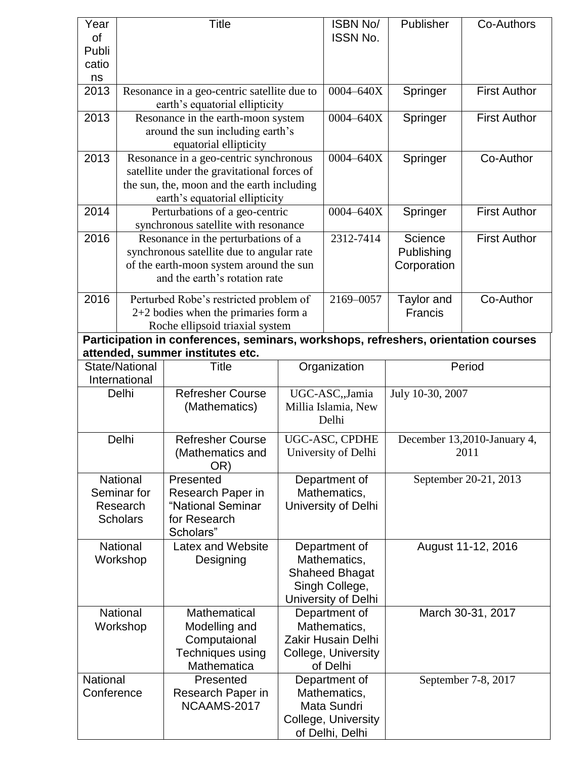| Year of Publications | Title | ISBN No/ ISSN No. | Publisher | Co-Authors |
|---|---|---|---|---|
| 2013 | Resonance in a geo-centric satellite due to earth's equatorial ellipticity | 0004–640X | Springer | First Author |
| 2013 | Resonance in the earth-moon system around the sun including earth's equatorial ellipticity | 0004–640X | Springer | First Author |
| 2013 | Resonance in a geo-centric synchronous satellite under the gravitational forces of the sun, the, moon and the earth including earth's equatorial ellipticity | 0004–640X | Springer | Co-Author |
| 2014 | Perturbations of a geo-centric synchronous satellite with resonance | 0004–640X | Springer | First Author |
| 2016 | Resonance in the perturbations of a synchronous satellite due to angular rate of the earth-moon system around the sun and the earth's rotation rate | 2312-7414 | Science Publishing Corporation | First Author |
| 2016 | Perturbed Robe's restricted problem of 2+2 bodies when the primaries form a Roche ellipsoid triaxial system | 2169–0057 | Taylor and Francis | Co-Author |

**Participation in conferences, seminars, workshops, refreshers, orientation courses attended, summer institutes etc.**

| State/National International | Title | Organization | Period |
|---|---|---|---|
| Delhi | Refresher Course (Mathematics) | UGC-ASC,,Jamia Millia Islamia, New Delhi | July 10-30, 2007 |
| Delhi | Refresher Course (Mathematics and OR) | UGC-ASC, CPDHE University of Delhi | December 13,2010-January 4, 2011 |
| National Seminar for Research Scholars | Presented Research Paper in "National Seminar for Research Scholars" | Department of Mathematics, University of Delhi | September 20-21, 2013 |
| National Workshop | Latex and Website Designing | Department of Mathematics, Shaheed Bhagat Singh College, University of Delhi | August 11-12, 2016 |
| National Workshop | Mathematical Modelling and Computaional Techniques using Mathematica | Department of Mathematics, Zakir Husain Delhi College, University of Delhi | March 30-31, 2017 |
| National Conference | Presented Research Paper in NCAAMS-2017 | Department of Mathematics, Mata Sundri College, University of Delhi, Delhi | September 7-8, 2017 |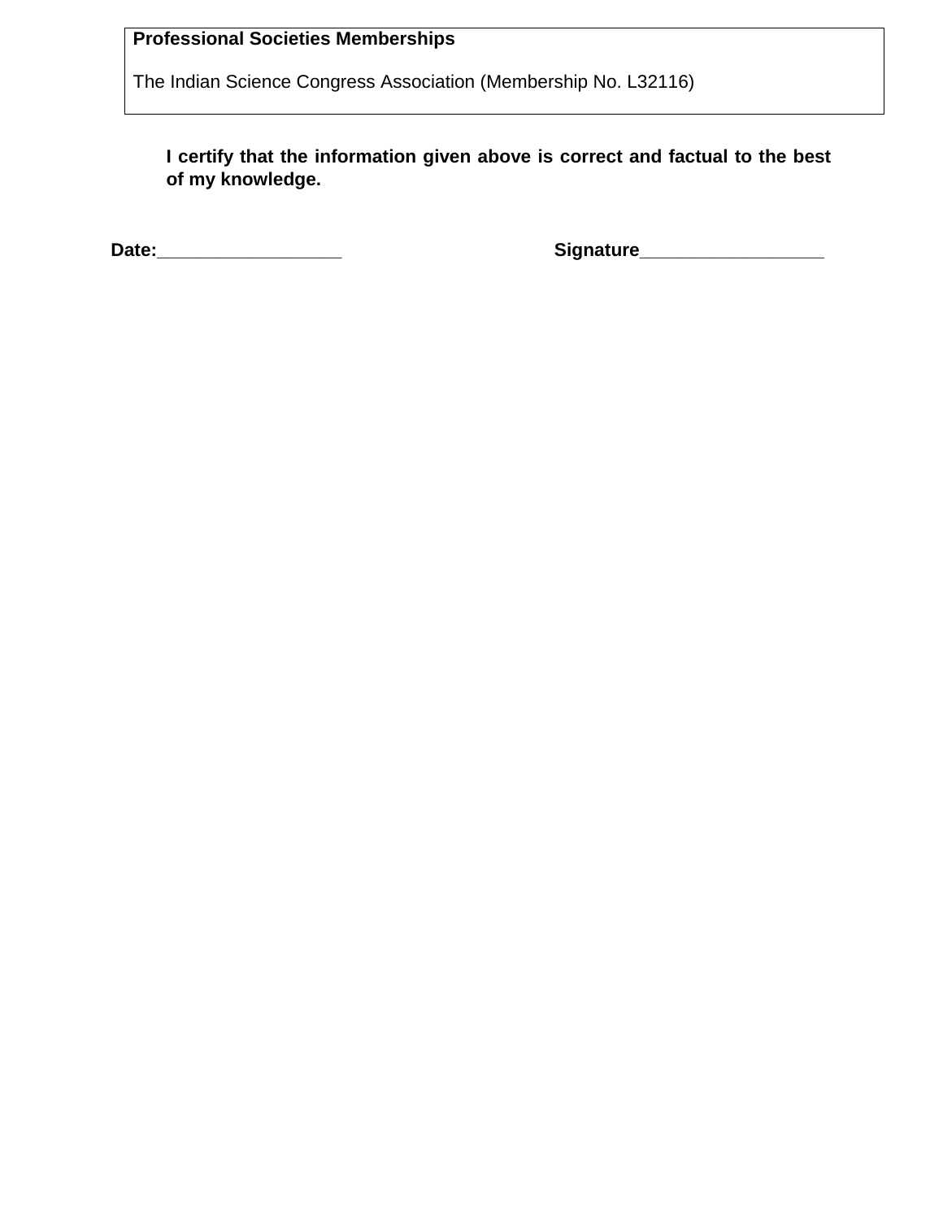**Professional Societies Memberships**

The Indian Science Congress Association (Membership No. L32116)

**I certify that the information given above is correct and factual to the best of my knowledge.**

**Date:__________________** **Signature__________________**